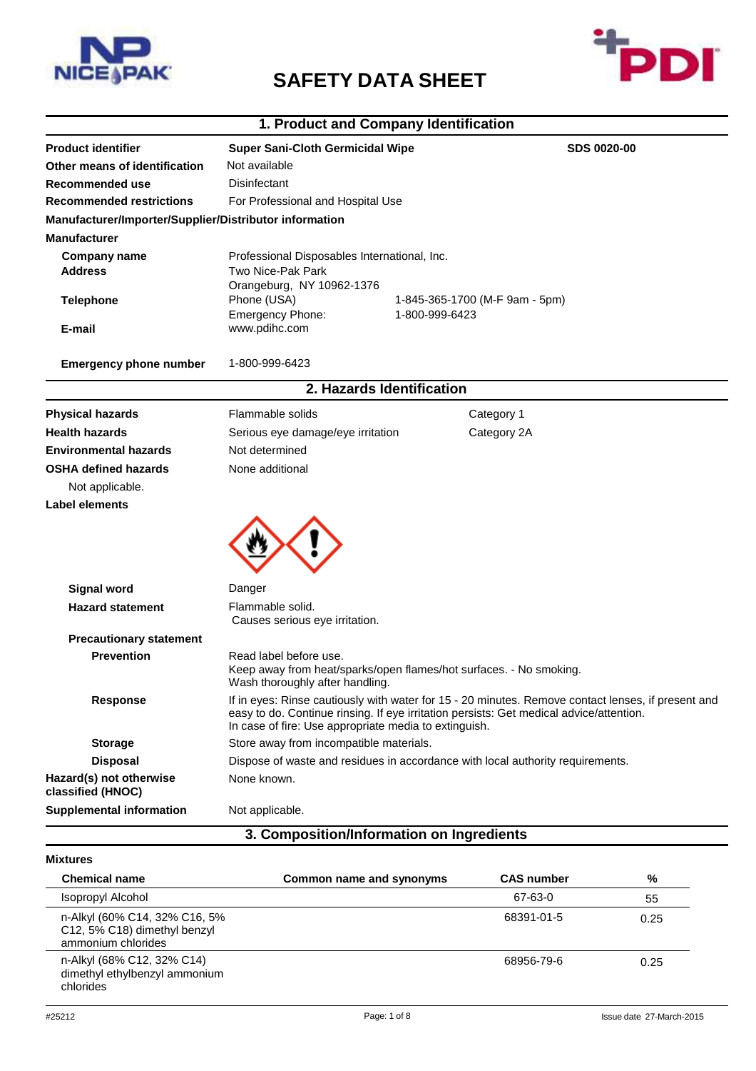# SAFETY DATA SHEET

## 1. Product and Company Identification

| | | |
|---|---|---|
| **Product identifier** | **Super Sani-Cloth Germicidal Wipe** | **SDS 0020-00** |
| **Other means of identification** | Not available | |
| **Recommended use** | Disinfectant | |
| **Recommended restrictions** | For Professional and Hospital Use | |

**Manufacturer/Importer/Supplier/Distributor information**

**Manufacturer**

| | | |
|---|---|---|
| **Company name** | Professional Disposables International, Inc. | |
| **Address** | Two Nice-Pak Park<br>Orangeburg, NY 10962-1376 | |
| **Telephone** | Phone (USA) | 1-845-365-1700 (M-F 9am - 5pm) |
| | Emergency Phone: | 1-800-999-6423 |
| **E-mail** | www.pdihc.com | |
| **Emergency phone number** | 1-800-999-6423 | |

## 2. Hazards Identification

| | | |
|---|---|---|
| **Physical hazards** | Flammable solids | Category 1 |
| **Health hazards** | Serious eye damage/eye irritation | Category 2A |
| **Environmental hazards** | Not determined | |
| **OSHA defined hazards** | None additional | |

Not applicable.

**Label elements**

**Signal word** Danger

**Hazard statement** Flammable solid.
Causes serious eye irritation.

**Precautionary statement**

**Prevention** Read label before use.
Keep away from heat/sparks/open flames/hot surfaces. - No smoking.
Wash thoroughly after handling.

**Response** If in eyes: Rinse cautiously with water for 15 - 20 minutes. Remove contact lenses, if present and easy to do. Continue rinsing. If eye irritation persists: Get medical advice/attention.
In case of fire: Use appropriate media to extinguish.

**Storage** Store away from incompatible materials.

**Disposal** Dispose of waste and residues in accordance with local authority requirements.

**Hazard(s) not otherwise classified (HNOC)** None known.

**Supplemental information** Not applicable.

## 3. Composition/Information on Ingredients

**Mixtures**

| Chemical name | Common name and synonyms | CAS number | % |
|---|---|---|---|
| Isopropyl Alcohol | | 67-63-0 | 55 |
| n-Alkyl (60% C14, 32% C16, 5% C12, 5% C18) dimethyl benzyl ammonium chlorides | | 68391-01-5 | 0.25 |
| n-Alkyl (68% C12, 32% C14) dimethyl ethylbenzyl ammonium chlorides | | 68956-79-6 | 0.25 |

#25212 Issue date 27-March-2015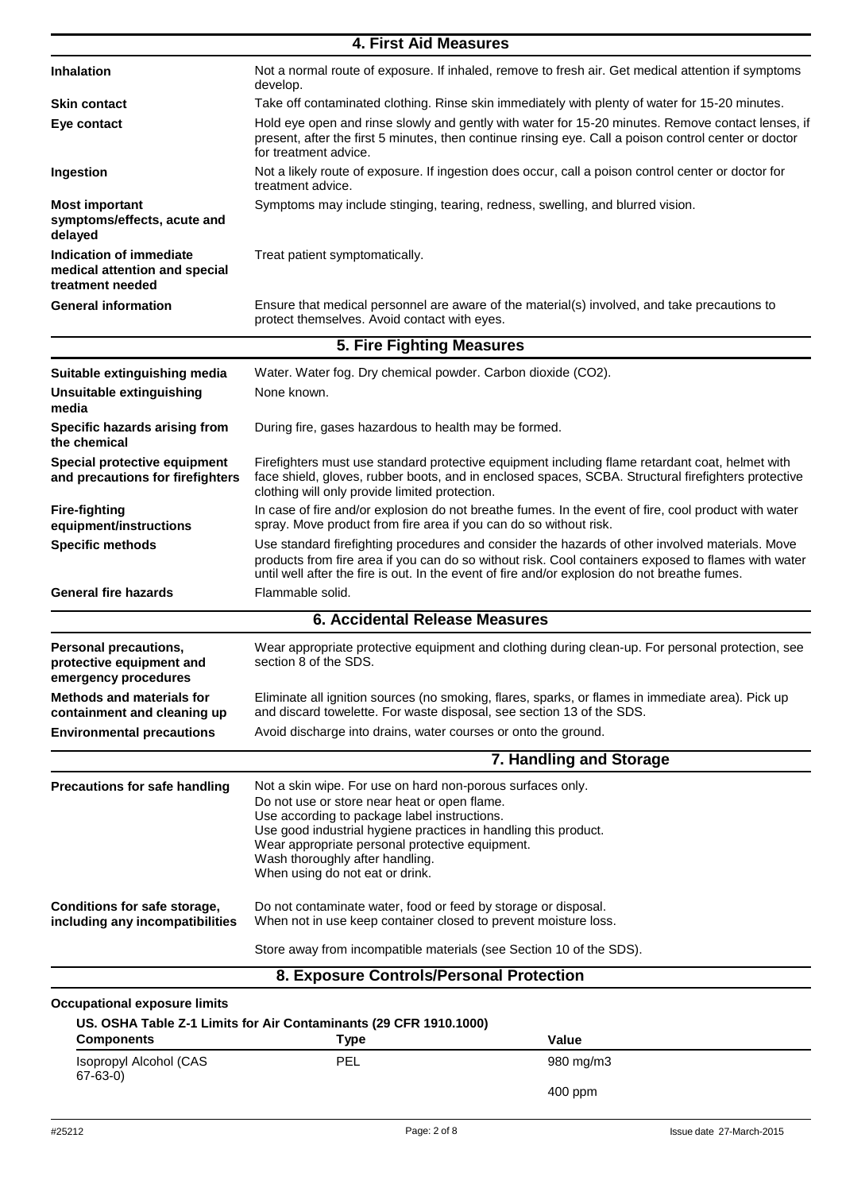## 4. First Aid Measures

| | |
|---|---|
| **Inhalation** | Not a normal route of exposure. If inhaled, remove to fresh air. Get medical attention if symptoms develop. |
| **Skin contact** | Take off contaminated clothing. Rinse skin immediately with plenty of water for 15-20 minutes. |
| **Eye contact** | Hold eye open and rinse slowly and gently with water for 15-20 minutes. Remove contact lenses, if present, after the first 5 minutes, then continue rinsing eye. Call a poison control center or doctor for treatment advice. |
| **Ingestion** | Not a likely route of exposure. If ingestion does occur, call a poison control center or doctor for treatment advice. |
| **Most important symptoms/effects, acute and delayed** | Symptoms may include stinging, tearing, redness, swelling, and blurred vision. |
| **Indication of immediate medical attention and special treatment needed** | Treat patient symptomatically. |
| **General information** | Ensure that medical personnel are aware of the material(s) involved, and take precautions to protect themselves. Avoid contact with eyes. |

## 5. Fire Fighting Measures

| | |
|---|---|
| **Suitable extinguishing media** | Water. Water fog. Dry chemical powder. Carbon dioxide ($CO_2$). |
| **Unsuitable extinguishing media** | None known. |
| **Specific hazards arising from the chemical** | During fire, gases hazardous to health may be formed. |
| **Special protective equipment and precautions for firefighters** | Firefighters must use standard protective equipment including flame retardant coat, helmet with face shield, gloves, rubber boots, and in enclosed spaces, SCBA. Structural firefighters protective clothing will only provide limited protection. |
| **Fire-fighting equipment/instructions** | In case of fire and/or explosion do not breathe fumes. In the event of fire, cool product with water spray. Move product from fire area if you can do so without risk. |
| **Specific methods** | Use standard firefighting procedures and consider the hazards of other involved materials. Move products from fire area if you can do so without risk. Cool containers exposed to flames with water until well after the fire is out. In the event of fire and/or explosion do not breathe fumes. |
| **General fire hazards** | Flammable solid. |

## 6. Accidental Release Measures

| | |
|---|---|
| **Personal precautions, protective equipment and emergency procedures** | Wear appropriate protective equipment and clothing during clean-up. For personal protection, see section 8 of the SDS. |
| **Methods and materials for containment and cleaning up** | Eliminate all ignition sources (no smoking, flares, sparks, or flames in immediate area). Pick up and discard towelette. For waste disposal, see section 13 of the SDS. |
| **Environmental precautions** | Avoid discharge into drains, water courses or onto the ground. |

## 7. Handling and Storage

| | |
|---|---|
| **Precautions for safe handling** | Not a skin wipe. For use on hard non-porous surfaces only.<br>Do not use or store near heat or open flame.<br>Use according to package label instructions.<br>Use good industrial hygiene practices in handling this product.<br>Wear appropriate personal protective equipment.<br>Wash thoroughly after handling.<br>When using do not eat or drink. |
| **Conditions for safe storage, including any incompatibilities** | Do not contaminate water, food or feed by storage or disposal.<br>When not in use keep container closed to prevent moisture loss.<br><br>Store away from incompatible materials (see Section 10 of the SDS). |

## 8. Exposure Controls/Personal Protection

**Occupational exposure limits**

**US. OSHA Table Z-1 Limits for Air Contaminants (29 CFR 1910.1000)**

| Components | Type | Value |
|---|---|---|
| Isopropyl Alcohol (CAS 67-63-0) | PEL | 980 mg/m3 |
| | | 400 ppm |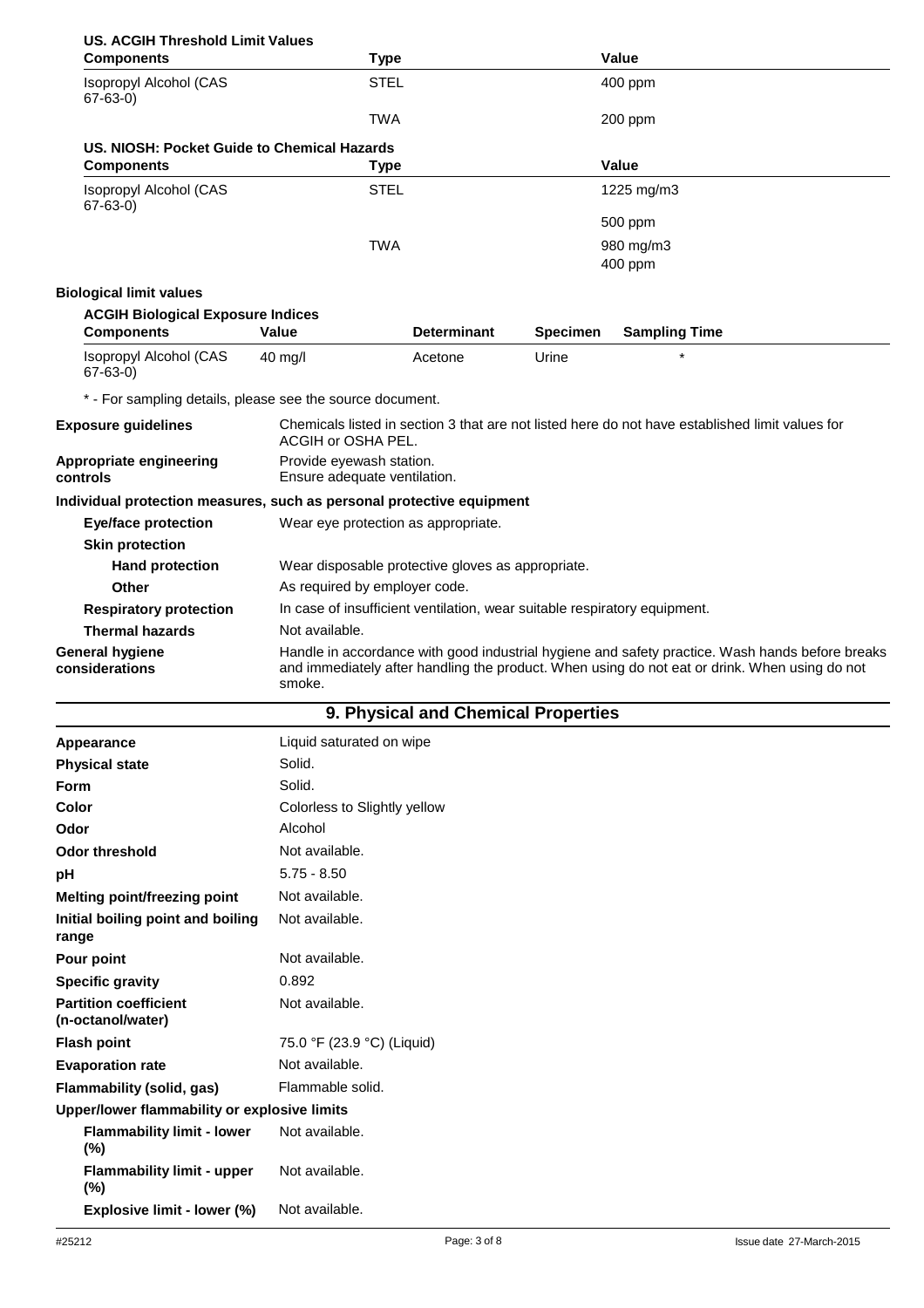**US. ACGIH Threshold Limit Values**

| Components | Type | Value |
|---|---|---|
| Isopropyl Alcohol (CAS 67-63-0) | STEL | 400 ppm |
| | TWA | 200 ppm |

**US. NIOSH: Pocket Guide to Chemical Hazards**

| Components | Type | Value |
|---|---|---|
| Isopropyl Alcohol (CAS 67-63-0) | STEL | 1225 mg/m3 |
| | | 500 ppm |
| | TWA | 980 mg/m3 |
| | | 400 ppm |

**Biological limit values**

**ACGIH Biological Exposure Indices**

| Components | Value | Determinant | Specimen | Sampling Time |
|---|---|---|---|---|
| Isopropyl Alcohol (CAS 67-63-0) | 40 mg/l | Acetone | Urine | * |

\* - For sampling details, please see the source document.

**Exposure guidelines**
Chemicals listed in section 3 that are not listed here do not have established limit values for ACGIH or OSHA PEL.

**Appropriate engineering controls**
Provide eyewash station.
Ensure adequate ventilation.

**Individual protection measures, such as personal protective equipment**

**Eye/face protection**
Wear eye protection as appropriate.

**Skin protection**

**Hand protection**
Wear disposable protective gloves as appropriate.

**Other**
As required by employer code.

**Respiratory protection**
In case of insufficient ventilation, wear suitable respiratory equipment.

**Thermal hazards**
Not available.

**General hygiene considerations**
Handle in accordance with good industrial hygiene and safety practice. Wash hands before breaks and immediately after handling the product. When using do not eat or drink. When using do not smoke.

## 9. Physical and Chemical Properties

| | |
|---|---|
| **Appearance** | Liquid saturated on wipe |
| **Physical state** | Solid. |
| **Form** | Solid. |
| **Color** | Colorless to Slightly yellow |
| **Odor** | Alcohol |
| **Odor threshold** | Not available. |
| **pH** | 5.75 - 8.50 |
| **Melting point/freezing point** | Not available. |
| **Initial boiling point and boiling range** | Not available. |
| **Pour point** | Not available. |
| **Specific gravity** | 0.892 |
| **Partition coefficient (n-octanol/water)** | Not available. |
| **Flash point** | 75.0 °F (23.9 °C) (Liquid) |
| **Evaporation rate** | Not available. |
| **Flammability (solid, gas)** | Flammable solid. |

**Upper/lower flammability or explosive limits**

| | |
|---|---|
| **Flammability limit - lower (%)** | Not available. |
| **Flammability limit - upper (%)** | Not available. |
| **Explosive limit - lower (%)** | Not available. |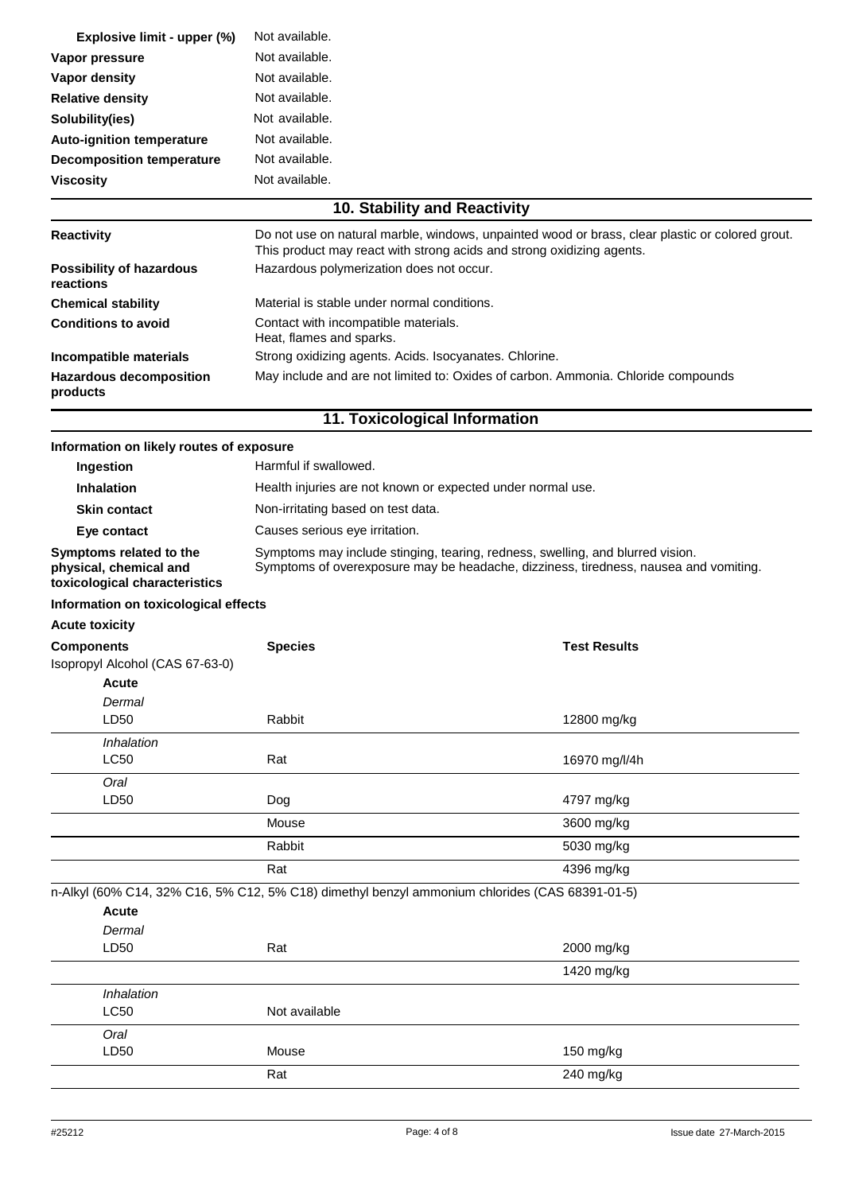| | |
|---|---|
| **Explosive limit - upper (%)** | Not available. |
| **Vapor pressure** | Not available. |
| **Vapor density** | Not available. |
| **Relative density** | Not available. |
| **Solubility(ies)** | Not available. |
| **Auto-ignition temperature** | Not available. |
| **Decomposition temperature** | Not available. |
| **Viscosity** | Not available. |

## 10. Stability and Reactivity

| | |
|---|---|
| **Reactivity** | Do not use on natural marble, windows, unpainted wood or brass, clear plastic or colored grout. This product may react with strong acids and strong oxidizing agents. |
| **Possibility of hazardous reactions** | Hazardous polymerization does not occur. |
| **Chemical stability** | Material is stable under normal conditions. |
| **Conditions to avoid** | Contact with incompatible materials.<br>Heat, flames and sparks. |
| **Incompatible materials** | Strong oxidizing agents. Acids. Isocyanates. Chlorine. |
| **Hazardous decomposition products** | May include and are not limited to: Oxides of carbon. Ammonia. Chloride compounds |

## 11. Toxicological Information

**Information on likely routes of exposure**

| | |
|---|---|
| **Ingestion** | Harmful if swallowed. |
| **Inhalation** | Health injuries are not known or expected under normal use. |
| **Skin contact** | Non-irritating based on test data. |
| **Eye contact** | Causes serious eye irritation. |
| **Symptoms related to the physical, chemical and toxicological characteristics** | Symptoms may include stinging, tearing, redness, swelling, and blurred vision.<br>Symptoms of overexposure may be headache, dizziness, tiredness, nausea and vomiting. |

**Information on toxicological effects**

**Acute toxicity**

| **Components** | **Species** | **Test Results** |
|---|---|---|
| Isopropyl Alcohol (CAS 67-63-0) | | |
| **Acute** | | |
| *Dermal* | | |
| LD50 | Rabbit | 12800 mg/kg |
| *Inhalation* | | |
| LC50 | Rat | 16970 mg/l/4h |
| *Oral* | | |
| LD50 | Dog | 4797 mg/kg |
| | Mouse | 3600 mg/kg |
| | Rabbit | 5030 mg/kg |
| | Rat | 4396 mg/kg |
| n-Alkyl (60% C14, 32% C16, 5% C12, 5% C18) dimethyl benzyl ammonium chlorides (CAS 68391-01-5) | | |
| **Acute** | | |
| *Dermal* | | |
| LD50 | Rat | 2000 mg/kg |
| | | 1420 mg/kg |
| *Inhalation* | | |
| LC50 | Not available | |
| *Oral* | | |
| LD50 | Mouse | 150 mg/kg |
| | Rat | 240 mg/kg |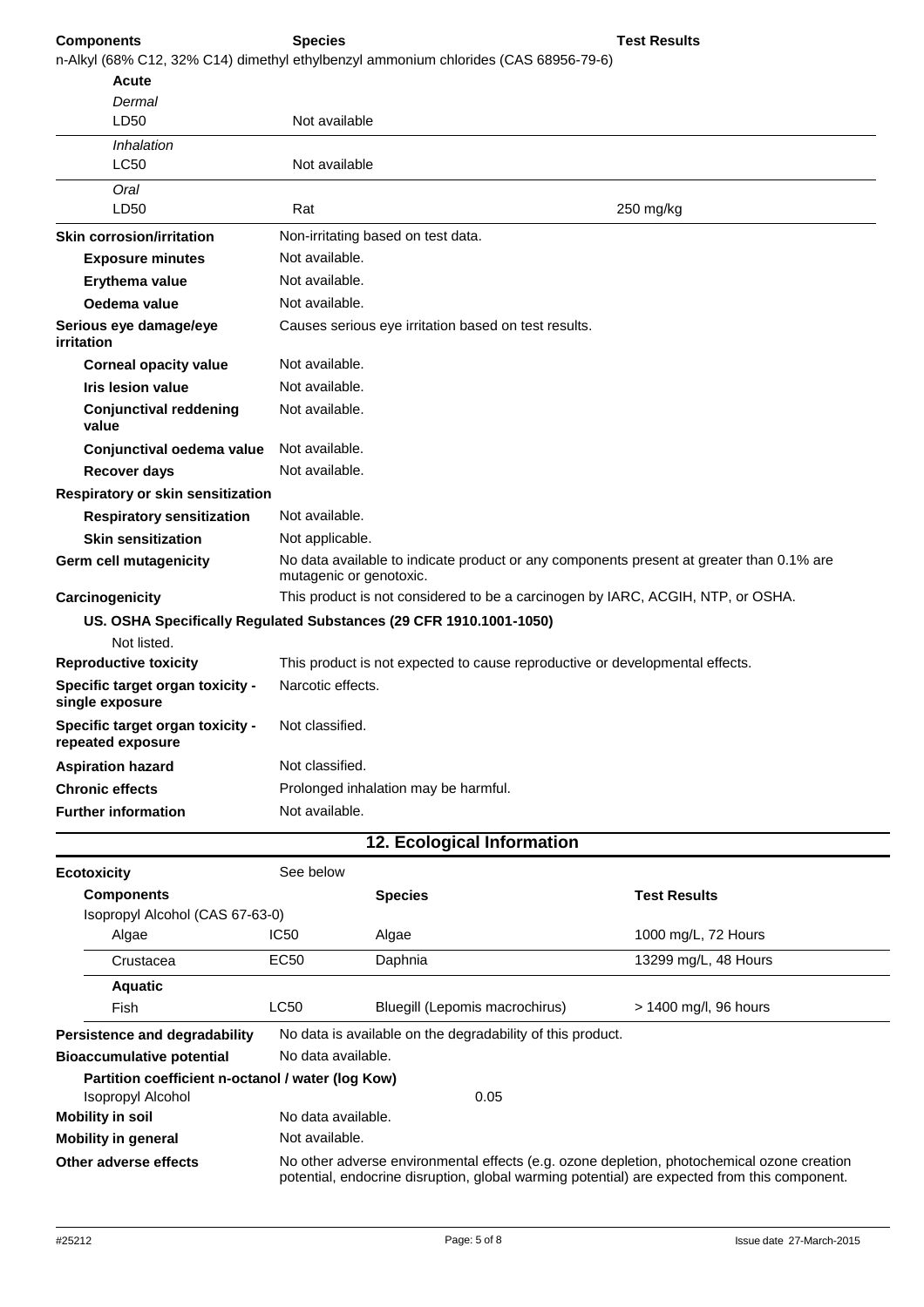| Components | Species | Test Results |
|---|---|---|
| n-Alkyl (68% C12, 32% C14) dimethyl ethylbenzyl ammonium chlorides (CAS 68956-79-6) | | |
| **Acute** | | |
| *Dermal* | | |
| LD50 | Not available | |
| *Inhalation* | | |
| LC50 | Not available | |
| *Oral* | | |
| LD50 | Rat | 250 mg/kg |

**Skin corrosion/irritation** Non-irritating based on test data.

- **Exposure minutes** Not available.
- **Erythema value** Not available.
- **Oedema value** Not available.

**Serious eye damage/eye irritation** Causes serious eye irritation based on test results.

- **Corneal opacity value** Not available.
- **Iris lesion value** Not available.
- **Conjunctival reddening value** Not available.
- **Conjunctival oedema value** Not available.
- **Recover days** Not available.

**Respiratory or skin sensitization**

- **Respiratory sensitization** Not available.
- **Skin sensitization** Not applicable.

**Germ cell mutagenicity** No data available to indicate product or any components present at greater than 0.1% are mutagenic or genotoxic.

**Carcinogenicity** This product is not considered to be a carcinogen by IARC, ACGIH, NTP, or OSHA.

**US. OSHA Specifically Regulated Substances (29 CFR 1910.1001-1050)**

Not listed.

**Reproductive toxicity** This product is not expected to cause reproductive or developmental effects.

**Specific target organ toxicity - single exposure** Narcotic effects.

**Specific target organ toxicity - repeated exposure** Not classified.

**Aspiration hazard** Not classified.

**Chronic effects** Prolonged inhalation may be harmful.

**Further information** Not available.

## 12. Ecological Information

**Ecotoxicity** See below

| Components | | Species | Test Results |
|---|---|---|---|
| Isopropyl Alcohol (CAS 67-63-0) | | | |
| Algae | IC50 | Algae | 1000 mg/L, 72 Hours |
| Crustacea | EC50 | Daphnia | 13299 mg/L, 48 Hours |
| **Aquatic** | | | |
| Fish | LC50 | Bluegill (Lepomis macrochirus) | > 1400 mg/l, 96 hours |

**Persistence and degradability** No data is available on the degradability of this product.

**Bioaccumulative potential** No data available.

**Partition coefficient n-octanol / water (log Kow)**

Isopropyl Alcohol 0.05

**Mobility in soil** No data available.

**Mobility in general** Not available.

**Other adverse effects** No other adverse environmental effects (e.g. ozone depletion, photochemical ozone creation potential, endocrine disruption, global warming potential) are expected from this component.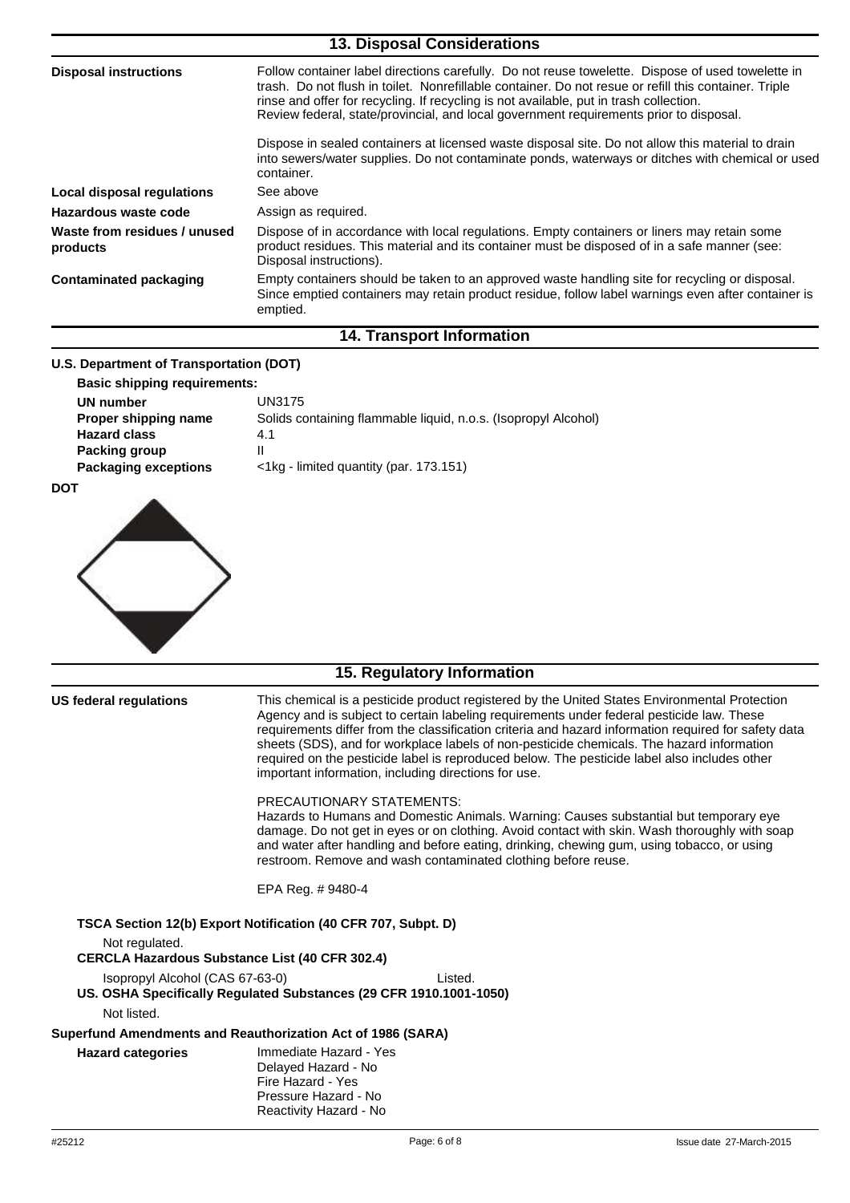## 13. Disposal Considerations

| | |
|---|---|
| **Disposal instructions** | Follow container label directions carefully. Do not reuse towelette. Dispose of used towelette in trash. Do not flush in toilet. Nonrefillable container. Do not resue or refill this container. Triple rinse and offer for recycling. If recycling is not available, put in trash collection. Review federal, state/provincial, and local government requirements prior to disposal.<br><br>Dispose in sealed containers at licensed waste disposal site. Do not allow this material to drain into sewers/water supplies. Do not contaminate ponds, waterways or ditches with chemical or used container. |
| **Local disposal regulations** | See above |
| **Hazardous waste code** | Assign as required. |
| **Waste from residues / unused products** | Dispose of in accordance with local regulations. Empty containers or liners may retain some product residues. This material and its container must be disposed of in a safe manner (see: Disposal instructions). |
| **Contaminated packaging** | Empty containers should be taken to an approved waste handling site for recycling or disposal. Since emptied containers may retain product residue, follow label warnings even after container is emptied. |

## 14. Transport Information

**U.S. Department of Transportation (DOT)**

**Basic shipping requirements:**

| | |
|---|---|
| **UN number** | UN3175 |
| **Proper shipping name** | Solids containing flammable liquid, n.o.s. (Isopropyl Alcohol) |
| **Hazard class** | 4.1 |
| **Packing group** | II |
| **Packaging exceptions** | <1kg - limited quantity (par. 173.151) |

**DOT**

## 15. Regulatory Information

**US federal regulations**

This chemical is a pesticide product registered by the United States Environmental Protection Agency and is subject to certain labeling requirements under federal pesticide law. These requirements differ from the classification criteria and hazard information required for safety data sheets (SDS), and for workplace labels of non-pesticide chemicals. The hazard information required on the pesticide label is reproduced below. The pesticide label also includes other important information, including directions for use.

PRECAUTIONARY STATEMENTS:
Hazards to Humans and Domestic Animals. Warning: Causes substantial but temporary eye damage. Do not get in eyes or on clothing. Avoid contact with skin. Wash thoroughly with soap and water after handling and before eating, drinking, chewing gum, using tobacco, or using restroom. Remove and wash contaminated clothing before reuse.

EPA Reg. # 9480-4

**TSCA Section 12(b) Export Notification (40 CFR 707, Subpt. D)**

Not regulated.

**CERCLA Hazardous Substance List (40 CFR 302.4)**

Isopropyl Alcohol (CAS 67-63-0) Listed.

**US. OSHA Specifically Regulated Substances (29 CFR 1910.1001-1050)**

Not listed.

**Superfund Amendments and Reauthorization Act of 1986 (SARA)**

**Hazard categories**

Immediate Hazard - Yes
Delayed Hazard - No
Fire Hazard - Yes
Pressure Hazard - No
Reactivity Hazard - No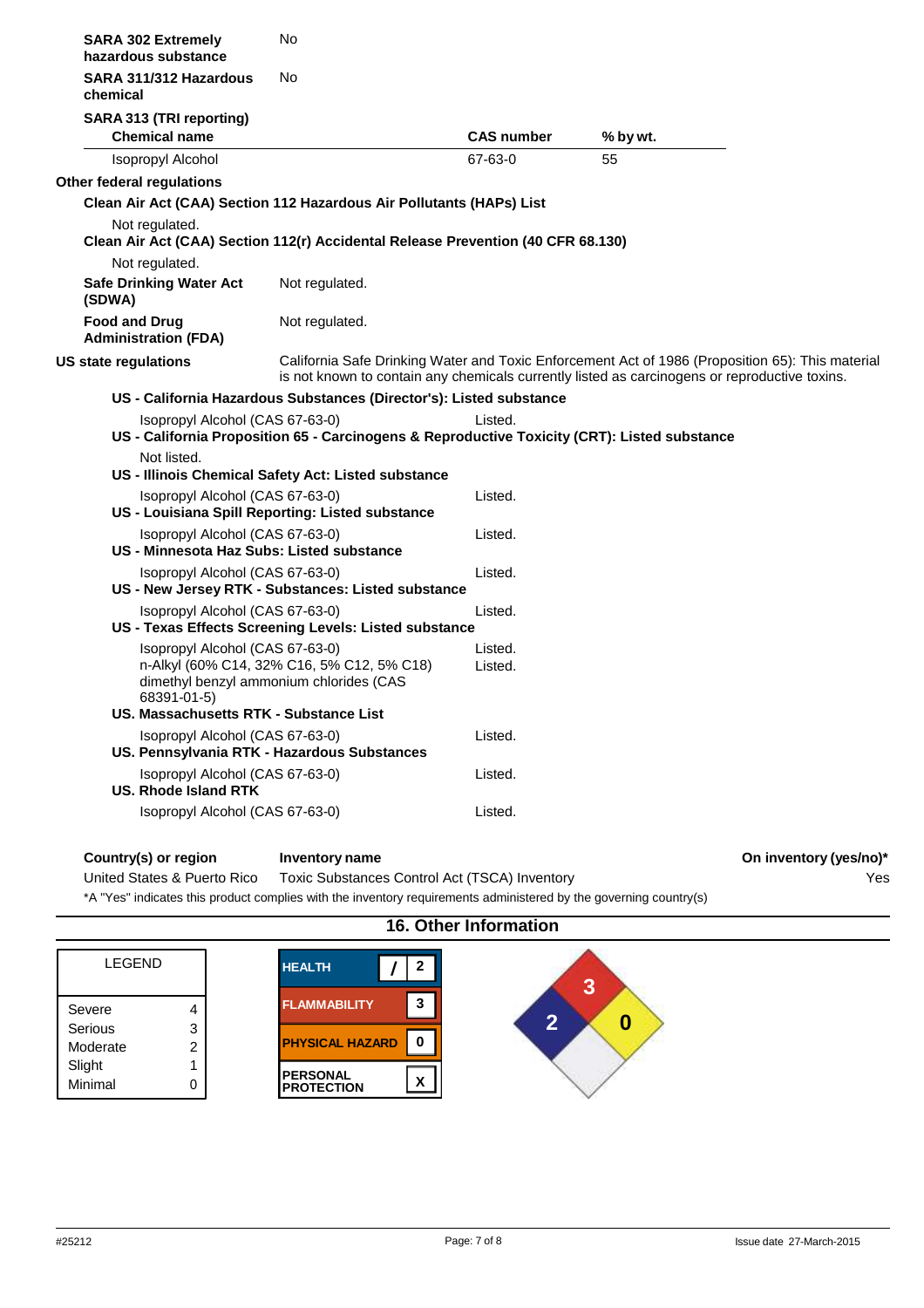**SARA 302 Extremely hazardous substance** No

**SARA 311/312 Hazardous chemical** No

**SARA 313 (TRI reporting)**

| Chemical name | CAS number | % by wt. |
|---|---|---|
| Isopropyl Alcohol | 67-63-0 | 55 |

**Other federal regulations**

**Clean Air Act (CAA) Section 112 Hazardous Air Pollutants (HAPs) List**

Not regulated.

**Clean Air Act (CAA) Section 112(r) Accidental Release Prevention (40 CFR 68.130)**

Not regulated.

**Safe Drinking Water Act (SDWA)** Not regulated.

**Food and Drug Administration (FDA)** Not regulated.

**US state regulations** California Safe Drinking Water and Toxic Enforcement Act of 1986 (Proposition 65): This material is not known to contain any chemicals currently listed as carcinogens or reproductive toxins.

**US - California Hazardous Substances (Director's): Listed substance**

Isopropyl Alcohol (CAS 67-63-0) Listed.

**US - California Proposition 65 - Carcinogens & Reproductive Toxicity (CRT): Listed substance**

Not listed.

**US - Illinois Chemical Safety Act: Listed substance**

Isopropyl Alcohol (CAS 67-63-0) Listed.

**US - Louisiana Spill Reporting: Listed substance**

Isopropyl Alcohol (CAS 67-63-0) Listed.

**US - Minnesota Haz Subs: Listed substance**

Isopropyl Alcohol (CAS 67-63-0) Listed.

**US - New Jersey RTK - Substances: Listed substance**

Isopropyl Alcohol (CAS 67-63-0) Listed.

**US - Texas Effects Screening Levels: Listed substance**

Isopropyl Alcohol (CAS 67-63-0) Listed.
n-Alkyl (60% C14, 32% C16, 5% C12, 5% C18) dimethyl benzyl ammonium chlorides (CAS 68391-01-5) Listed.

**US. Massachusetts RTK - Substance List**

Isopropyl Alcohol (CAS 67-63-0) Listed.

**US. Pennsylvania RTK - Hazardous Substances**

Isopropyl Alcohol (CAS 67-63-0) Listed.

**US. Rhode Island RTK**

Isopropyl Alcohol (CAS 67-63-0) Listed.

| Country(s) or region | Inventory name | On inventory (yes/no)* |
|---|---|---|
| United States & Puerto Rico | Toxic Substances Control Act (TSCA) Inventory | Yes |

*A "Yes" indicates this product complies with the inventory requirements administered by the governing country(s)

## 16. Other Information

| LEGEND | |
|---|---|
| Severe | 4 |
| Serious | 3 |
| Moderate | 2 |
| Slight | 1 |
| Minimal | 0 |

| | |
|---|---|
| HEALTH | / 2 |
| FLAMMABILITY | 3 |
| PHYSICAL HAZARD | 0 |
| PERSONAL PROTECTION | X |

NFPA: Health 2, Flammability 3, Instability 0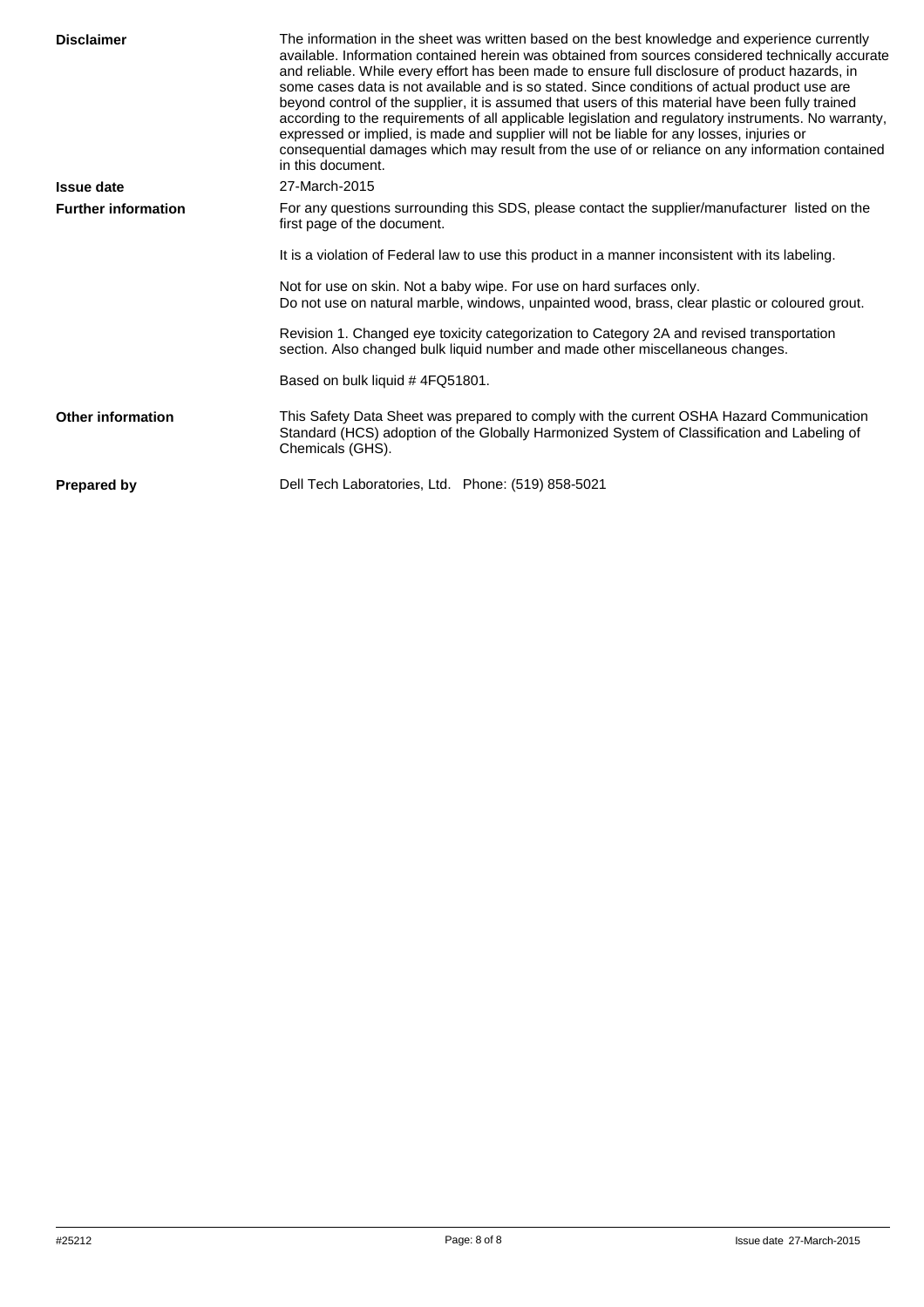**Disclaimer**

The information in the sheet was written based on the best knowledge and experience currently available. Information contained herein was obtained from sources considered technically accurate and reliable. While every effort has been made to ensure full disclosure of product hazards, in some cases data is not available and is so stated. Since conditions of actual product use are beyond control of the supplier, it is assumed that users of this material have been fully trained according to the requirements of all applicable legislation and regulatory instruments. No warranty, expressed or implied, is made and supplier will not be liable for any losses, injuries or consequential damages which may result from the use of or reliance on any information contained in this document.

**Issue date**

27-March-2015

**Further information**

For any questions surrounding this SDS, please contact the supplier/manufacturer listed on the first page of the document.

It is a violation of Federal law to use this product in a manner inconsistent with its labeling.

Not for use on skin. Not a baby wipe. For use on hard surfaces only.
Do not use on natural marble, windows, unpainted wood, brass, clear plastic or coloured grout.

Revision 1. Changed eye toxicity categorization to Category 2A and revised transportation section. Also changed bulk liquid number and made other miscellaneous changes.

Based on bulk liquid # 4FQ51801.

**Other information**

This Safety Data Sheet was prepared to comply with the current OSHA Hazard Communication Standard (HCS) adoption of the Globally Harmonized System of Classification and Labeling of Chemicals (GHS).

**Prepared by**

Dell Tech Laboratories, Ltd. Phone: (519) 858-5021